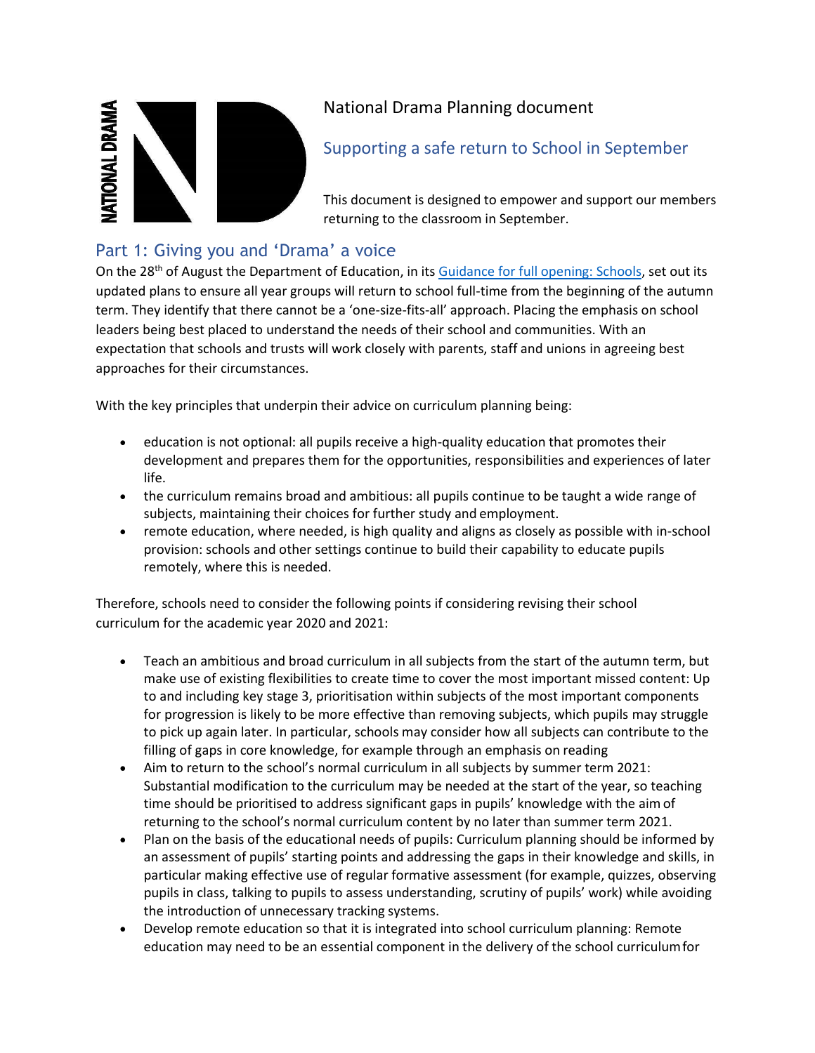NATIONAL DRAMA

# National Drama Planning document

## Supporting a safe return to School in September

This document is designed to empower and support our members returning to the classroom in September.

## Part 1: Giving you and 'Drama' a voice

On the 28th of August the Department of Education, in its Guidance for full opening: Schools, set out its updated plans to ensure all year groups will return to school full-time from the beginning of the autumn term. They identify that there cannot be a 'one-size-fits-all' approach. Placing the emphasis on school leaders being best placed to understand the needs of their school and communities. With an expectation that schools and trusts will work closely with parents, staff and unions in agreeing best approaches for their circumstances.

With the key principles that underpin their advice on curriculum planning being:

- education is not optional: all pupils receive a high-quality education that promotes their development and prepares them for the opportunities, responsibilities and experiences of later life.
- the curriculum remains broad and ambitious: all pupils continue to be taught a wide range of subjects, maintaining their choices for further study and employment.
- remote education, where needed, is high quality and aligns as closely as possible with in-school provision: schools and other settings continue to build their capability to educate pupils remotely, where this is needed.

Therefore, schools need to consider the following points if considering revising their school curriculum for the academic year 2020 and 2021:

- Teach an ambitious and broad curriculum in all subjects from the start of the autumn term, but make use of existing flexibilities to create time to cover the most important missed content: Up to and including key stage 3, prioritisation within subjects of the most important components for progression is likely to be more effective than removing subjects, which pupils may struggle to pick up again later. In particular, schools may consider how all subjects can contribute to the filling of gaps in core knowledge, for example through an emphasis on reading
- Aim to return to the school's normal curriculum in all subjects by summer term 2021: Substantial modification to the curriculum may be needed at the start of the year, so teaching time should be prioritised to address significant gaps in pupils' knowledge with the aim of returning to the school's normal curriculum content by no later than summer term 2021.
- Plan on the basis of the educational needs of pupils: Curriculum planning should be informed by an assessment of pupils' starting points and addressing the gaps in their knowledge and skills, in particular making effective use of regular formative assessment (for example, quizzes, observing pupils in class, talking to pupils to assess understanding, scrutiny of pupils' work) while avoiding the introduction of unnecessary tracking systems.
- Develop remote education so that it is integrated into school curriculum planning: Remote education may need to be an essential component in the delivery of the school curriculum for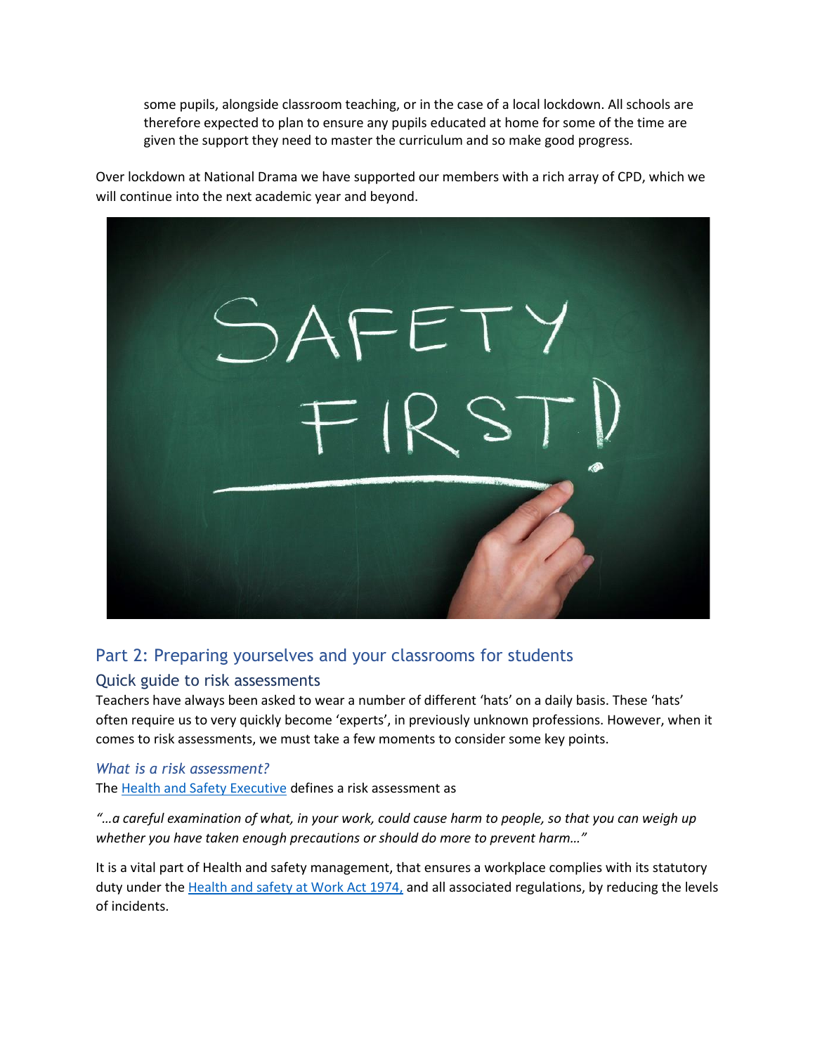> some pupils, alongside classroom teaching, or in the case of a local lockdown. All schools are therefore expected to plan to ensure any pupils educated at home for some of the time are given the support they need to master the curriculum and so make good progress.

Over lockdown at National Drama we have supported our members with a rich array of CPD, which we will continue into the next academic year and beyond.

## Part 2: Preparing yourselves and your classrooms for students

### Quick guide to risk assessments

Teachers have always been asked to wear a number of different 'hats' on a daily basis. These 'hats' often require us to very quickly become 'experts', in previously unknown professions. However, when it comes to risk assessments, we must take a few moments to consider some key points.

#### *What is a risk assessment?*

The Health and Safety Executive defines a risk assessment as

*"…a careful examination of what, in your work, could cause harm to people, so that you can weigh up whether you have taken enough precautions or should do more to prevent harm…"*

It is a vital part of Health and safety management, that ensures a workplace complies with its statutory duty under the Health and safety at Work Act 1974, and all associated regulations, by reducing the levels of incidents.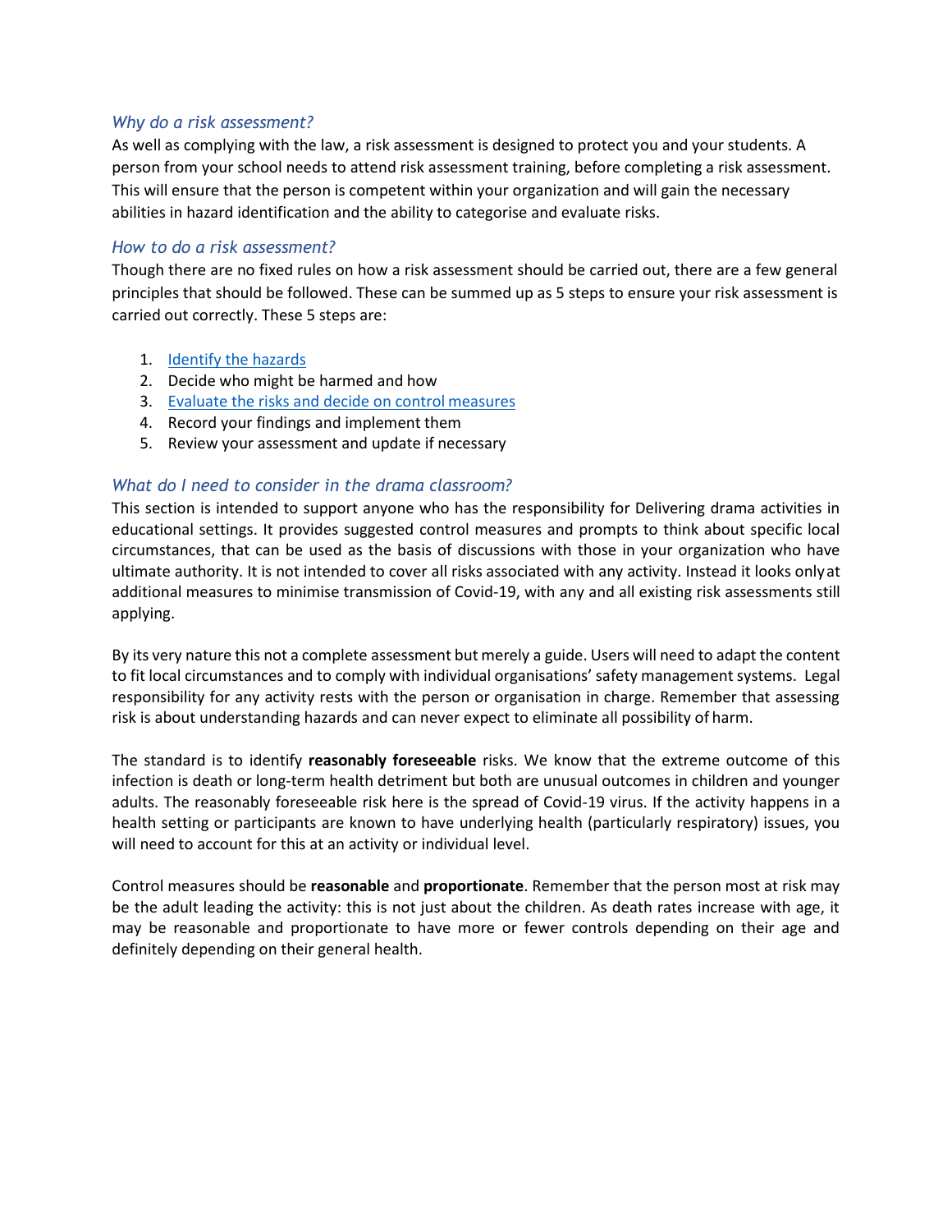### *Why do a risk assessment?*

As well as complying with the law, a risk assessment is designed to protect you and your students. A person from your school needs to attend risk assessment training, before completing a risk assessment. This will ensure that the person is competent within your organization and will gain the necessary abilities in hazard identification and the ability to categorise and evaluate risks.

### *How to do a risk assessment?*

Though there are no fixed rules on how a risk assessment should be carried out, there are a few general principles that should be followed. These can be summed up as 5 steps to ensure your risk assessment is carried out correctly. These 5 steps are:

1. Identify the hazards
2. Decide who might be harmed and how
3. Evaluate the risks and decide on control measures
4. Record your findings and implement them
5. Review your assessment and update if necessary

### *What do I need to consider in the drama classroom?*

This section is intended to support anyone who has the responsibility for Delivering drama activities in educational settings. It provides suggested control measures and prompts to think about specific local circumstances, that can be used as the basis of discussions with those in your organization who have ultimate authority. It is not intended to cover all risks associated with any activity. Instead it looks only at additional measures to minimise transmission of Covid-19, with any and all existing risk assessments still applying.

By its very nature this not a complete assessment but merely a guide. Users will need to adapt the content to fit local circumstances and to comply with individual organisations' safety management systems. Legal responsibility for any activity rests with the person or organisation in charge. Remember that assessing risk is about understanding hazards and can never expect to eliminate all possibility of harm.

The standard is to identify **reasonably foreseeable** risks. We know that the extreme outcome of this infection is death or long-term health detriment but both are unusual outcomes in children and younger adults. The reasonably foreseeable risk here is the spread of Covid-19 virus. If the activity happens in a health setting or participants are known to have underlying health (particularly respiratory) issues, you will need to account for this at an activity or individual level.

Control measures should be **reasonable** and **proportionate**. Remember that the person most at risk may be the adult leading the activity: this is not just about the children. As death rates increase with age, it may be reasonable and proportionate to have more or fewer controls depending on their age and definitely depending on their general health.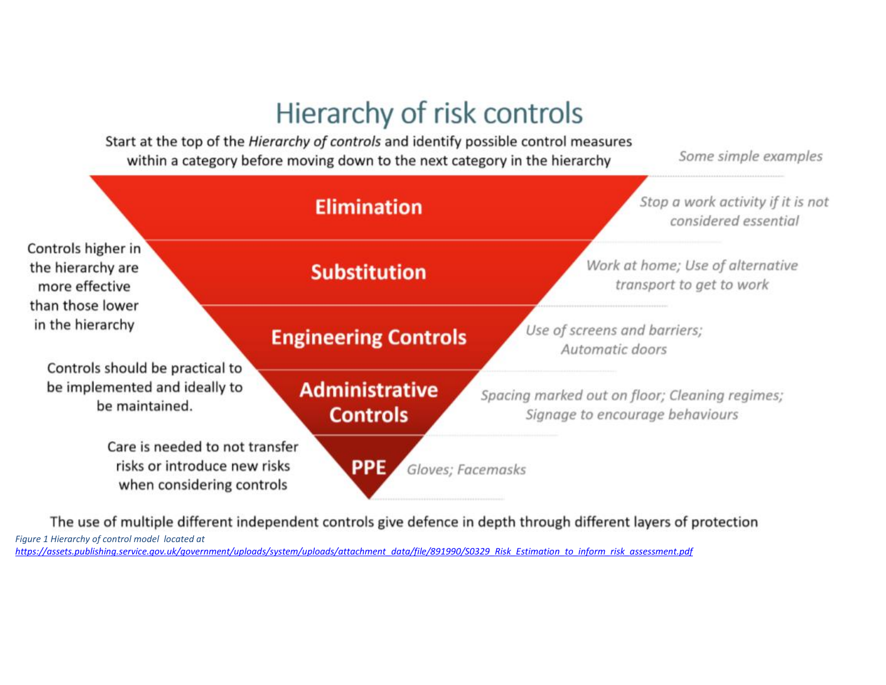# Hierarchy of risk controls

Start at the top of the *Hierarchy of controls* and identify possible control measures within a category before moving down to the next category in the hierarchy

*Some simple examples*

| Hierarchy | Some simple examples |
|---|---|
| **Elimination** | *Stop a work activity if it is not considered essential* |
| **Substitution** | *Work at home; Use of alternative transport to get to work* |
| **Engineering Controls** | *Use of screens and barriers; Automatic doors* |
| **Administrative Controls** | *Spacing marked out on floor; Cleaning regimes; Signage to encourage behaviours* |
| **PPE** | *Gloves; Facemasks* |

Controls higher in the hierarchy are more effective than those lower in the hierarchy

Controls should be practical to be implemented and ideally to be maintained.

Care is needed to not transfer risks or introduce new risks when considering controls

The use of multiple different independent controls give defence in depth through different layers of protection

*Figure 1 Hierarchy of control model located at [https://assets.publishing.service.gov.uk/government/uploads/system/uploads/attachment_data/file/891990/S0329_Risk_Estimation_to_inform_risk_assessment.pdf](https://assets.publishing.service.gov.uk/government/uploads/system/uploads/attachment_data/file/891990/S0329_Risk_Estimation_to_inform_risk_assessment.pdf)*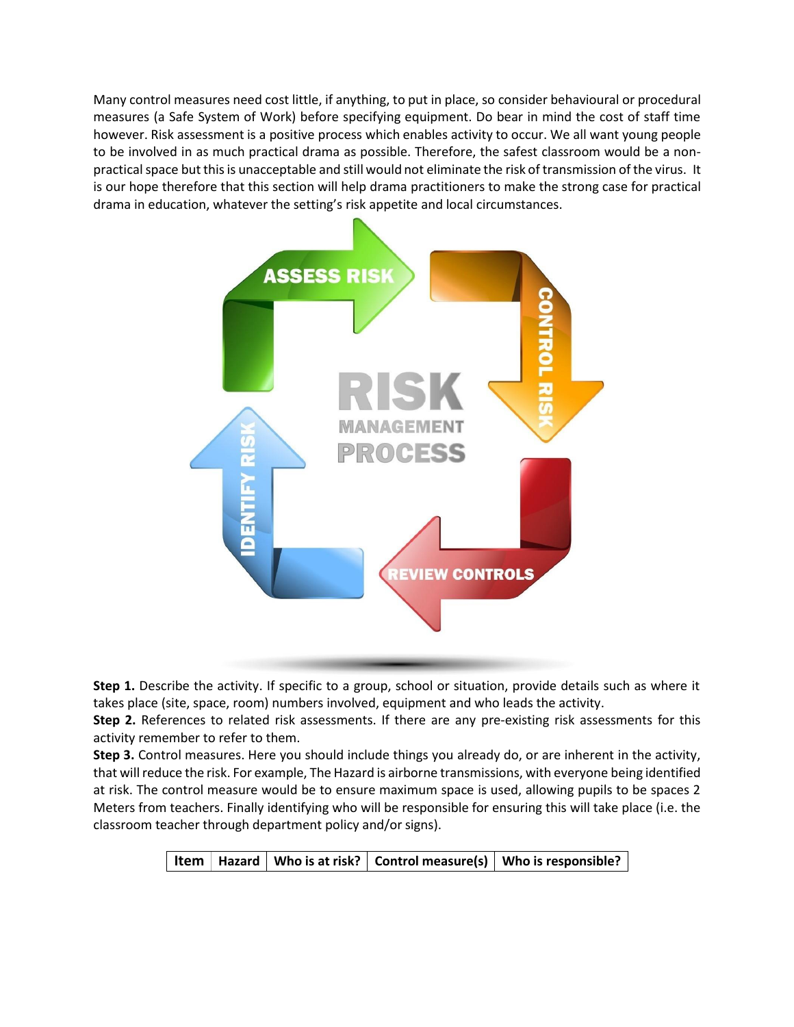Many control measures need cost little, if anything, to put in place, so consider behavioural or procedural measures (a Safe System of Work) before specifying equipment. Do bear in mind the cost of staff time however. Risk assessment is a positive process which enables activity to occur. We all want young people to be involved in as much practical drama as possible. Therefore, the safest classroom would be a non-practical space but this is unacceptable and still would not eliminate the risk of transmission of the virus. It is our hope therefore that this section will help drama practitioners to make the strong case for practical drama in education, whatever the setting's risk appetite and local circumstances.

**Step 1.** Describe the activity. If specific to a group, school or situation, provide details such as where it takes place (site, space, room) numbers involved, equipment and who leads the activity.

**Step 2.** References to related risk assessments. If there are any pre-existing risk assessments for this activity remember to refer to them.

**Step 3.** Control measures. Here you should include things you already do, or are inherent in the activity, that will reduce the risk. For example, The Hazard is airborne transmissions, with everyone being identified at risk. The control measure would be to ensure maximum space is used, allowing pupils to be spaces 2 Meters from teachers. Finally identifying who will be responsible for ensuring this will take place (i.e. the classroom teacher through department policy and/or signs).

| Item | Hazard | Who is at risk? | Control measure(s) | Who is responsible? |
|---|---|---|---|---|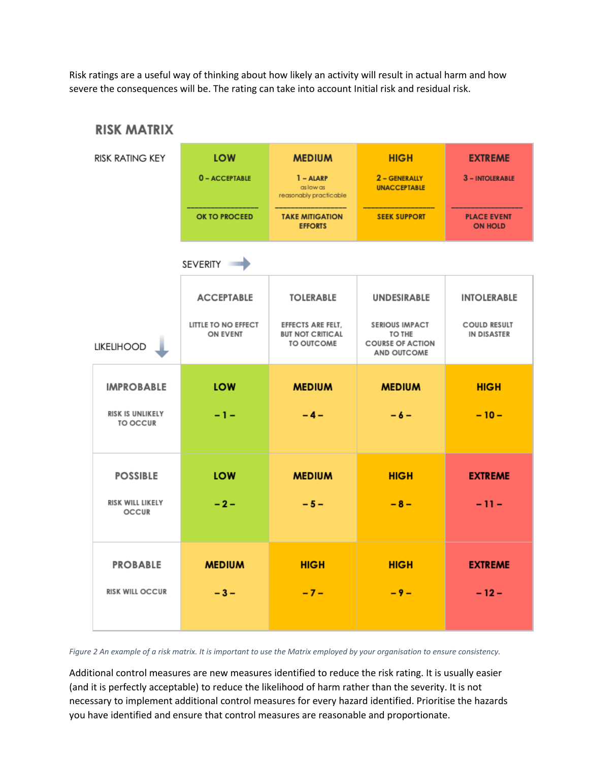Risk ratings are a useful way of thinking about how likely an activity will result in actual harm and how severe the consequences will be. The rating can take into account Initial risk and residual risk.

## RISK MATRIX

| RISK RATING KEY | LOW | MEDIUM | HIGH | EXTREME |
|---|---|---|---|---|
| | 0 – ACCEPTABLE | 1 – ALARP as low as reasonably practicable | 2 – GENERALLY UNACCEPTABLE | 3 – INTOLERABLE |
| | OK TO PROCEED | TAKE MITIGATION EFFORTS | SEEK SUPPORT | PLACE EVENT ON HOLD |

| LIKELIHOOD ↓ / SEVERITY → | ACCEPTABLE<br>LITTLE TO NO EFFECT ON EVENT | TOLERABLE<br>EFFECTS ARE FELT, BUT NOT CRITICAL TO OUTCOME | UNDESIRABLE<br>SERIOUS IMPACT TO THE COURSE OF ACTION AND OUTCOME | INTOLERABLE<br>COULD RESULT IN DISASTER |
|---|---|---|---|---|
| IMPROBABLE<br>RISK IS UNLIKELY TO OCCUR | LOW<br>– 1 – | MEDIUM<br>– 4 – | MEDIUM<br>– 6 – | HIGH<br>– 10 – |
| POSSIBLE<br>RISK WILL LIKELY OCCUR | LOW<br>– 2 – | MEDIUM<br>– 5 – | HIGH<br>– 8 – | EXTREME<br>– 11 – |
| PROBABLE<br>RISK WILL OCCUR | MEDIUM<br>– 3 – | HIGH<br>– 7 – | HIGH<br>– 9 – | EXTREME<br>– 12 – |

*Figure 2 An example of a risk matrix. It is important to use the Matrix employed by your organisation to ensure consistency.*

Additional control measures are new measures identified to reduce the risk rating. It is usually easier (and it is perfectly acceptable) to reduce the likelihood of harm rather than the severity. It is not necessary to implement additional control measures for every hazard identified. Prioritise the hazards you have identified and ensure that control measures are reasonable and proportionate.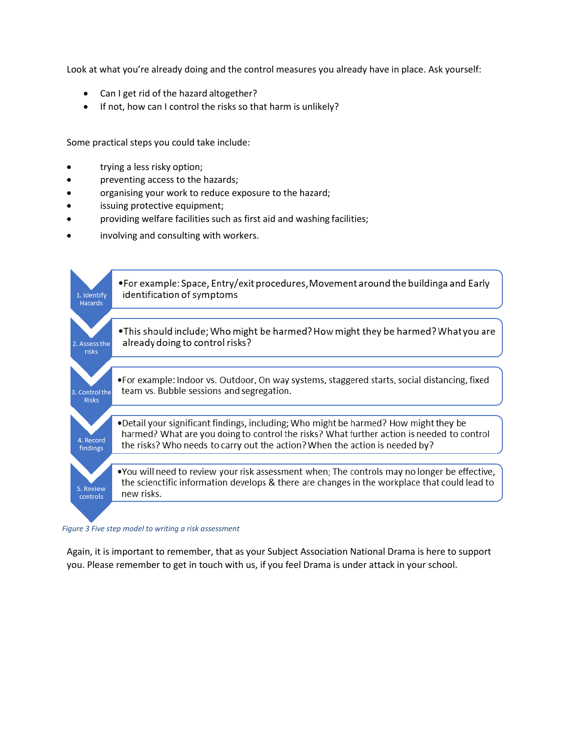Look at what you're already doing and the control measures you already have in place. Ask yourself:

- Can I get rid of the hazard altogether?
- If not, how can I control the risks so that harm is unlikely?

Some practical steps you could take include:

- trying a less risky option;
- preventing access to the hazards;
- organising your work to reduce exposure to the hazard;
- issuing protective equipment;
- providing welfare facilities such as first aid and washing facilities;
- involving and consulting with workers.

1. Identify Hazards

- For example: Space, Entry/exit procedures, Movement around the buildinga and Early identification of symptoms

2. Assess the risks

- This should include; Who might be harmed? How might they be harmed? What you are already doing to control risks?

3. Control the Risks

- For example: Indoor vs. Outdoor, On way systems, staggered starts, social distancing, fixed team vs. Bubble sessions and segregation.

4. Record findings

- Detail your significant findings, including; Who might be harmed? How might they be harmed? What are you doing to control the risks? What further action is needed to control the risks? Who needs to carry out the action? When the action is needed by?

5. Review controls

- You will need to review your risk assessment when; The controls may no longer be effective, the scienctific information develops & there are changes in the workplace that could lead to new risks.

*Figure 3 Five step model to writing a risk assessment*

Again, it is important to remember, that as your Subject Association National Drama is here to support you. Please remember to get in touch with us, if you feel Drama is under attack in your school.